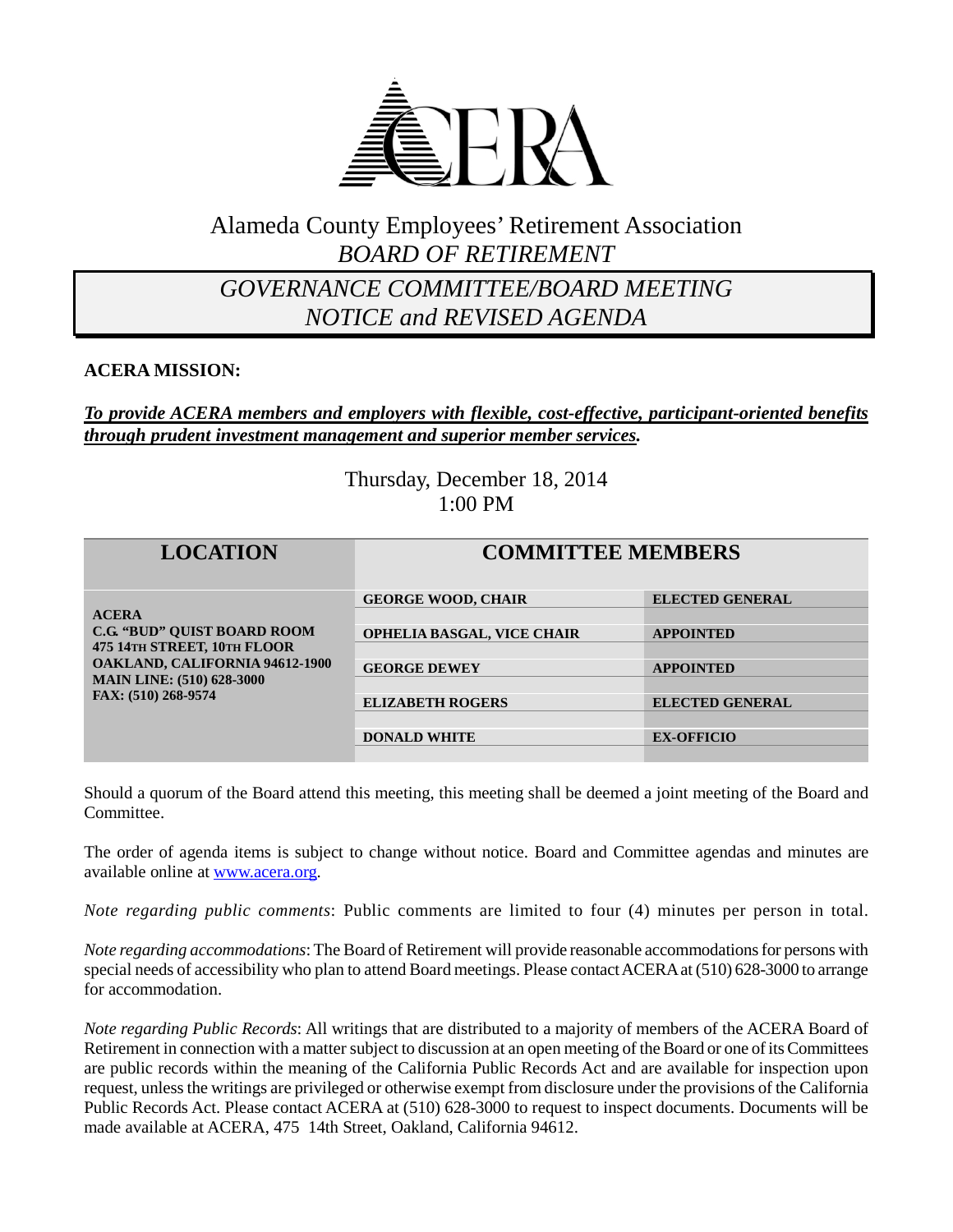# Alameda County Employees' Retirement Association

## *BOARD OF RETIREMENT*

## *GOVERNANCE COMMITTEE/BOARD MEETING NOTICE and REVISED AGENDA*

**ACERA MISSION:**

***To provide ACERA members and employers with flexible, cost-effective, participant-oriented benefits through prudent investment management and superior member services.***

Thursday, December 18, 2014
1:00 PM

| LOCATION | COMMITTEE MEMBERS | |
|---|---|---|
| **ACERA**<br>**C.G. "BUD" QUIST BOARD ROOM**<br>**475 14TH STREET, 10TH FLOOR**<br>**OAKLAND, CALIFORNIA 94612-1900**<br>**MAIN LINE: (510) 628-3000**<br>**FAX: (510) 268-9574** | **GEORGE WOOD, CHAIR** | **ELECTED GENERAL** |
| | **OPHELIA BASGAL, VICE CHAIR** | **APPOINTED** |
| | **GEORGE DEWEY** | **APPOINTED** |
| | **ELIZABETH ROGERS** | **ELECTED GENERAL** |
| | **DONALD WHITE** | **EX-OFFICIO** |

Should a quorum of the Board attend this meeting, this meeting shall be deemed a joint meeting of the Board and Committee.

The order of agenda items is subject to change without notice. Board and Committee agendas and minutes are available online at www.acera.org.

*Note regarding public comments*: Public comments are limited to four (4) minutes per person in total.

*Note regarding accommodations*: The Board of Retirement will provide reasonable accommodations for persons with special needs of accessibility who plan to attend Board meetings. Please contact ACERA at (510) 628-3000 to arrange for accommodation.

*Note regarding Public Records*: All writings that are distributed to a majority of members of the ACERA Board of Retirement in connection with a matter subject to discussion at an open meeting of the Board or one of its Committees are public records within the meaning of the California Public Records Act and are available for inspection upon request, unless the writings are privileged or otherwise exempt from disclosure under the provisions of the California Public Records Act. Please contact ACERA at (510) 628-3000 to request to inspect documents. Documents will be made available at ACERA, 475 14th Street, Oakland, California 94612.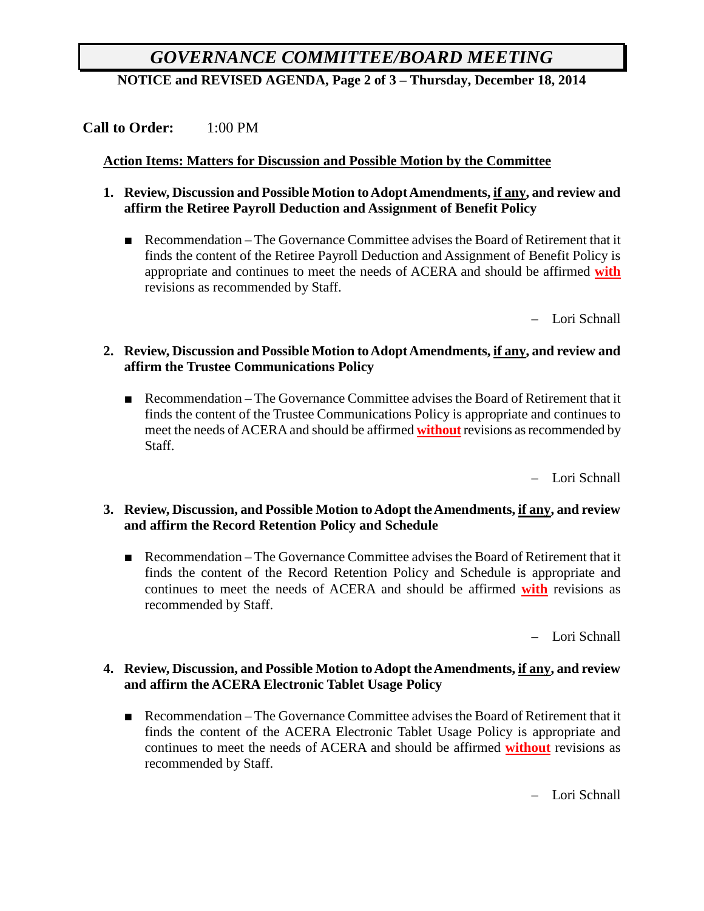# *GOVERNANCE COMMITTEE/BOARD MEETING*

**NOTICE and REVISED AGENDA, Page 2 of 3 – Thursday, December 18, 2014**

**Call to Order:** 1:00 PM

**Action Items: Matters for Discussion and Possible Motion by the Committee**

1. **Review, Discussion and Possible Motion to Adopt Amendments, if any, and review and affirm the Retiree Payroll Deduction and Assignment of Benefit Policy**

   - Recommendation – The Governance Committee advises the Board of Retirement that it finds the content of the Retiree Payroll Deduction and Assignment of Benefit Policy is appropriate and continues to meet the needs of ACERA and should be affirmed **with** revisions as recommended by Staff.

   – Lori Schnall

2. **Review, Discussion and Possible Motion to Adopt Amendments, if any, and review and affirm the Trustee Communications Policy**

   - Recommendation – The Governance Committee advises the Board of Retirement that it finds the content of the Trustee Communications Policy is appropriate and continues to meet the needs of ACERA and should be affirmed **without** revisions as recommended by Staff.

   – Lori Schnall

3. **Review, Discussion, and Possible Motion to Adopt the Amendments, if any, and review and affirm the Record Retention Policy and Schedule**

   - Recommendation – The Governance Committee advises the Board of Retirement that it finds the content of the Record Retention Policy and Schedule is appropriate and continues to meet the needs of ACERA and should be affirmed **with** revisions as recommended by Staff.

   – Lori Schnall

4. **Review, Discussion, and Possible Motion to Adopt the Amendments, if any, and review and affirm the ACERA Electronic Tablet Usage Policy**

   - Recommendation – The Governance Committee advises the Board of Retirement that it finds the content of the ACERA Electronic Tablet Usage Policy is appropriate and continues to meet the needs of ACERA and should be affirmed **without** revisions as recommended by Staff.

   – Lori Schnall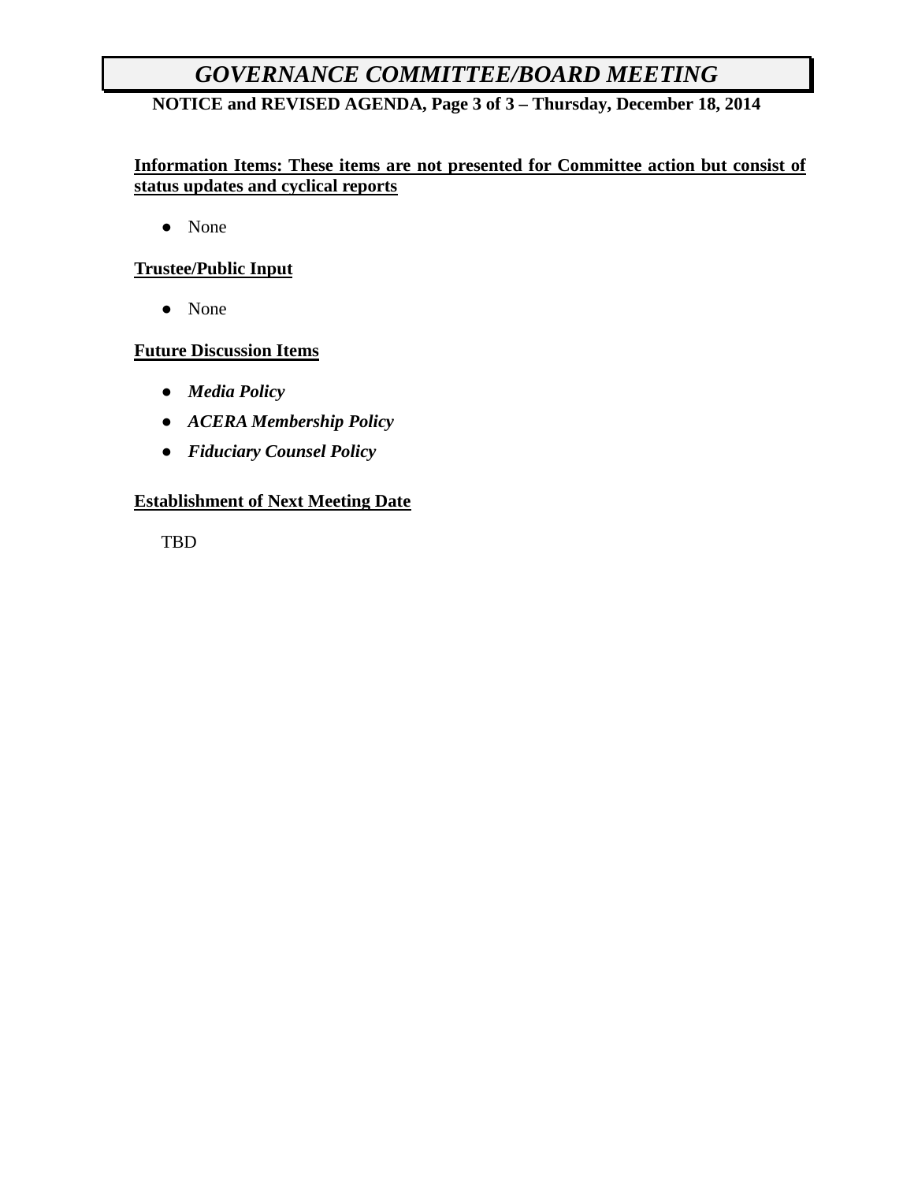**Information Items: These items are not presented for Committee action but consist of status updates and cyclical reports**

- None

**Trustee/Public Input**

- None

**Future Discussion Items**

- ***Media Policy***
- ***ACERA Membership Policy***
- ***Fiduciary Counsel Policy***

**Establishment of Next Meeting Date**

TBD